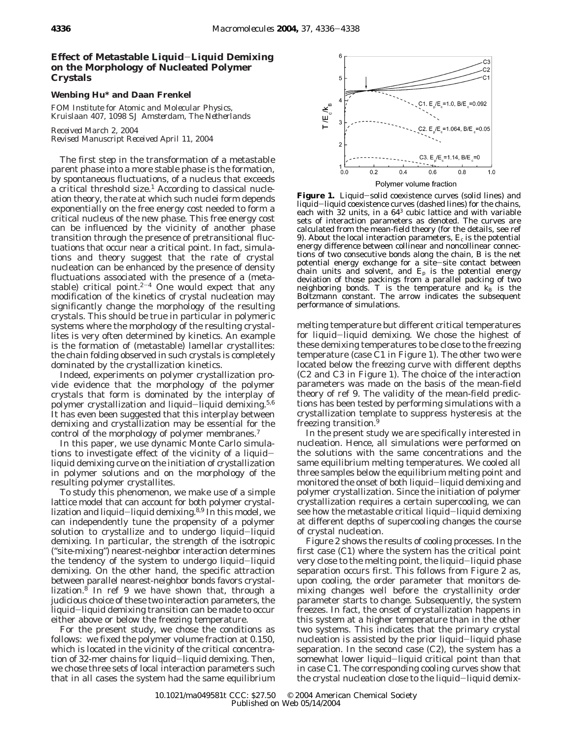# Effect of Metastable Liquid–Liquid Demixing on the Morphology of Nucleated Polymer Crystals

**Wenbing Hu* and Daan Frenkel**

*FOM Institute for Atomic and Molecular Physics, Kruislaan 407, 1098 SJ Amsterdam, The Netherlands*

*Received March 2, 2004*
*Revised Manuscript Received April 11, 2004*

The first step in the transformation of a metastable parent phase into a more stable phase is the formation, by spontaneous fluctuations, of a nucleus that exceeds a critical threshold size.[1] According to classical nucleation theory, the rate at which such nuclei form depends exponentially on the free energy cost needed to form a critical nucleus of the new phase. This free energy cost can be influenced by the vicinity of another phase transition through the presence of pretransitional fluctuations that occur near a critical point. In fact, simulations and theory suggest that the rate of crystal nucleation can be enhanced by the presence of density fluctuations associated with the presence of a (metastable) critical point.[2–4] One would expect that any modification of the kinetics of crystal nucleation may significantly change the morphology of the resulting crystals. This should be true in particular in polymeric systems where the morphology of the resulting crystallites is very often determined by kinetics. An example is the formation of (metastable) lamellar crystallites: the chain folding observed in such crystals is completely dominated by the crystallization kinetics.

Indeed, experiments on polymer crystallization provide evidence that the morphology of the polymer crystals that form is dominated by the interplay of polymer crystallization and liquid–liquid demixing.[5,6] It has even been suggested that this interplay between demixing and crystallization may be essential for the control of the morphology of polymer membranes.[7]

In this paper, we use dynamic Monte Carlo simulations to investigate effect of the vicinity of a liquid–liquid demixing curve on the initiation of crystallization in polymer solutions and on the morphology of the resulting polymer crystallites.

To study this phenomenon, we make use of a simple lattice model that can account for both polymer crystallization and liquid–liquid demixing.[8,9] In this model, we can independently tune the propensity of a polymer solution to crystallize and to undergo liquid–liquid demixing. In particular, the strength of the isotropic ("site-mixing") nearest-neighbor interaction determines the tendency of the system to undergo liquid–liquid demixing. On the other hand, the specific attraction between parallel nearest-neighbor bonds favors crystallization.[8] In ref 9 we have shown that, through a judicious choice of these two interaction parameters, the liquid–liquid demixing transition can be made to occur either above or below the freezing temperature.

For the present study, we chose the conditions as follows: we fixed the polymer volume fraction at 0.150, which is located in the vicinity of the critical concentration of 32-mer chains for liquid–liquid demixing. Then, we chose three sets of local interaction parameters such that in all cases the system had the same equilibrium melting temperature but different critical temperatures for liquid–liquid demixing. We chose the highest of these demixing temperatures to be close to the freezing temperature (case C1 in Figure 1). The other two were located below the freezing curve with different depths (C2 and C3 in Figure 1). The choice of the interaction parameters was made on the basis of the mean-field theory of ref 9. The validity of the mean-field predictions has been tested by performing simulations with a crystallization template to suppress hysteresis at the freezing transition.[9]

**Figure 1.** Liquid–solid coexistence curves (solid lines) and liquid–liquid coexistence curves (dashed lines) for the chains, each with 32 units, in a $64^3$ cubic lattice and with variable sets of interaction parameters as denoted. The curves are calculated from the mean-field theory (for the details, see ref 9). About the local interaction parameters, $E_c$ is the potential energy difference between collinear and noncollinear connections of two consecutive bonds along the chain, $B$ is the net potential energy exchange for a site–site contact between chain units and solvent, and $E_p$ is the potential energy deviation of those packings from a parallel packing of two neighboring bonds. $T$ is the temperature and $k_B$ is the Boltzmann constant. The arrow indicates the subsequent performance of simulations.

In the present study we are specifically interested in nucleation. Hence, all simulations were performed on the solutions with the same concentrations and the same equilibrium melting temperatures. We cooled all three samples below the equilibrium melting point and monitored the onset of both liquid–liquid demixing and polymer crystallization. Since the initiation of polymer crystallization requires a certain supercooling, we can see how the metastable critical liquid–liquid demixing at different depths of supercooling changes the course of crystal nucleation.

Figure 2 shows the results of cooling processes. In the first case (C1) where the system has the critical point very close to the melting point, the liquid–liquid phase separation occurs first. This follows from Figure 2 as, upon cooling, the order parameter that monitors demixing changes well before the crystallinity order parameter starts to change. Subsequently, the system freezes. In fact, the onset of crystallization happens in this system at a higher temperature than in the other two systems. This indicates that the primary crystal nucleation is assisted by the prior liquid–liquid phase separation. In the second case (C2), the system has a somewhat lower liquid–liquid critical point than that in case C1. The corresponding cooling curves show that the crystal nucleation close to the liquid–liquid demix-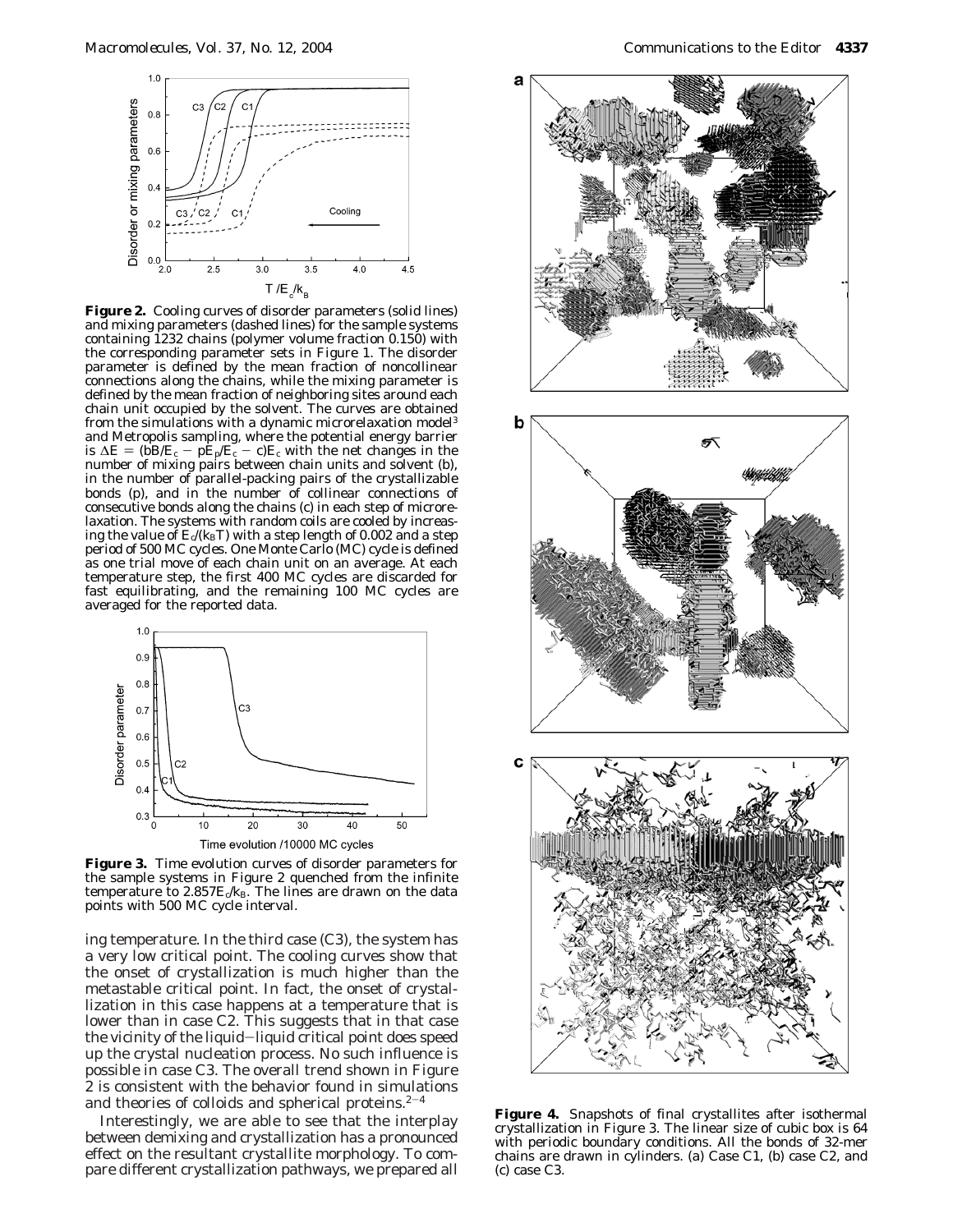**Figure 2.** Cooling curves of disorder parameters (solid lines) and mixing parameters (dashed lines) for the sample systems containing 1232 chains (polymer volume fraction 0.150) with the corresponding parameter sets in Figure 1. The disorder parameter is defined by the mean fraction of noncollinear connections along the chains, while the mixing parameter is defined by the mean fraction of neighboring sites around each chain unit occupied by the solvent. The curves are obtained from the simulations with a dynamic microrelaxation model[3] and Metropolis sampling, where the potential energy barrier is $\Delta E = (bB/E_c - pE_p/E_c - c)E_c$ with the net changes in the number of mixing pairs between chain units and solvent (b), in the number of parallel-packing pairs of the crystallizable bonds (p), and in the number of collinear connections of consecutive bonds along the chains (c) in each step of microrelaxation. The systems with random coils are cooled by increasing the value of $E_c/(k_BT)$ with a step length of 0.002 and a step period of 500 MC cycles. One Monte Carlo (MC) cycle is defined as one trial move of each chain unit on an average. At each temperature step, the first 400 MC cycles are discarded for fast equilibrating, and the remaining 100 MC cycles are averaged for the reported data.

**Figure 3.** Time evolution curves of disorder parameters for the sample systems in Figure 2 quenched from the infinite temperature to $2.857E_c/k_B$. The lines are drawn on the data points with 500 MC cycle interval.

ing temperature. In the third case (C3), the system has a very low critical point. The cooling curves show that the onset of crystallization is much higher than the metastable critical point. In fact, the onset of crystallization in this case happens at a temperature that is lower than in case C2. This suggests that in that case the vicinity of the liquid–liquid critical point does speed up the crystal nucleation process. No such influence is possible in case C3. The overall trend shown in Figure 2 is consistent with the behavior found in simulations and theories of colloids and spherical proteins.[2-4]

Interestingly, we are able to see that the interplay between demixing and crystallization has a pronounced effect on the resultant crystallite morphology. To compare different crystallization pathways, we prepared all

**Figure 4.** Snapshots of final crystallites after isothermal crystallization in Figure 3. The linear size of cubic box is 64 with periodic boundary conditions. All the bonds of 32-mer chains are drawn in cylinders. (a) Case C1, (b) case C2, and (c) case C3.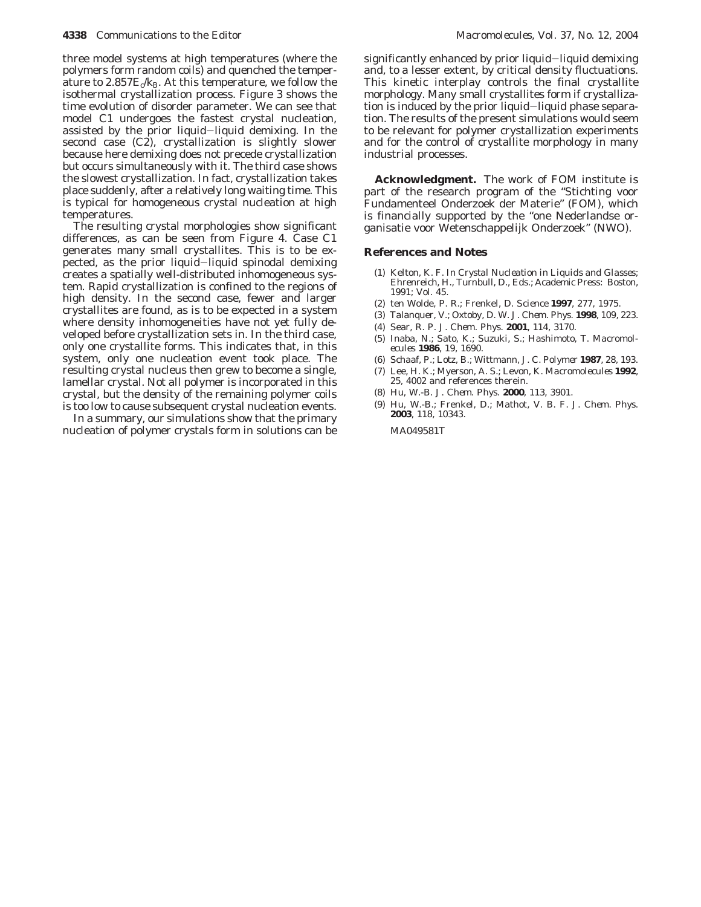three model systems at high temperatures (where the polymers form random coils) and quenched the temperature to $2.857E_c/k_B$. At this temperature, we follow the isothermal crystallization process. Figure 3 shows the time evolution of disorder parameter. We can see that model C1 undergoes the fastest crystal nucleation, assisted by the prior liquid–liquid demixing. In the second case (C2), crystallization is slightly slower because here demixing does not precede crystallization but occurs simultaneously with it. The third case shows the slowest crystallization. In fact, crystallization takes place suddenly, after a relatively long waiting time. This is typical for homogeneous crystal nucleation at high temperatures.

The resulting crystal morphologies show significant differences, as can be seen from Figure 4. Case C1 generates many small crystallites. This is to be expected, as the prior liquid–liquid spinodal demixing creates a spatially well-distributed inhomogeneous system. Rapid crystallization is confined to the regions of high density. In the second case, fewer and larger crystallites are found, as is to be expected in a system where density inhomogeneities have not yet fully developed before crystallization sets in. In the third case, only one crystallite forms. This indicates that, in this system, only one nucleation event took place. The resulting crystal nucleus then grew to become a single, lamellar crystal. Not all polymer is incorporated in this crystal, but the density of the remaining polymer coils is too low to cause subsequent crystal nucleation events.

In a summary, our simulations show that the primary nucleation of polymer crystals form in solutions can be significantly enhanced by prior liquid–liquid demixing and, to a lesser extent, by critical density fluctuations. This kinetic interplay controls the final crystallite morphology. Many small crystallites form if crystallization is induced by the prior liquid–liquid phase separation. The results of the present simulations would seem to be relevant for polymer crystallization experiments and for the control of crystallite morphology in many industrial processes.

**Acknowledgment.** The work of FOM institute is part of the research program of the "Stichting voor Fundamenteel Onderzoek der Materie" (FOM), which is financially supported by the "one Nederlandse organisatie voor Wetenschappelijk Onderzoek" (NWO).

## References and Notes

(1) Kelton, K. F. In *Crystal Nucleation in Liquids and Glasses*; Ehrenreich, H., Turnbull, D., Eds.; Academic Press: Boston, 1991; Vol. 45.

(2) ten Wolde, P. R.; Frenkel, D. *Science* **1997**, 277, 1975.

(3) Talanquer, V.; Oxtoby, D. W. *J. Chem. Phys.* **1998**, 109, 223.

(4) Sear, R. P. *J. Chem. Phys.* **2001**, 114, 3170.

(5) Inaba, N.; Sato, K.; Suzuki, S.; Hashimoto, T. *Macromolecules* **1986**, 19, 1690.

(6) Schaaf, P.; Lotz, B.; Wittmann, J. C. *Polymer* **1987**, 28, 193.

(7) Lee, H. K.; Myerson, A. S.; Levon, K. *Macromolecules* **1992**, 25, 4002 and references therein.

(8) Hu, W.-B. *J. Chem. Phys.* **2000**, 113, 3901.

(9) Hu, W.-B.; Frenkel, D.; Mathot, V. B. F. *J. Chem. Phys.* **2003**, 118, 10343.

MA049581T